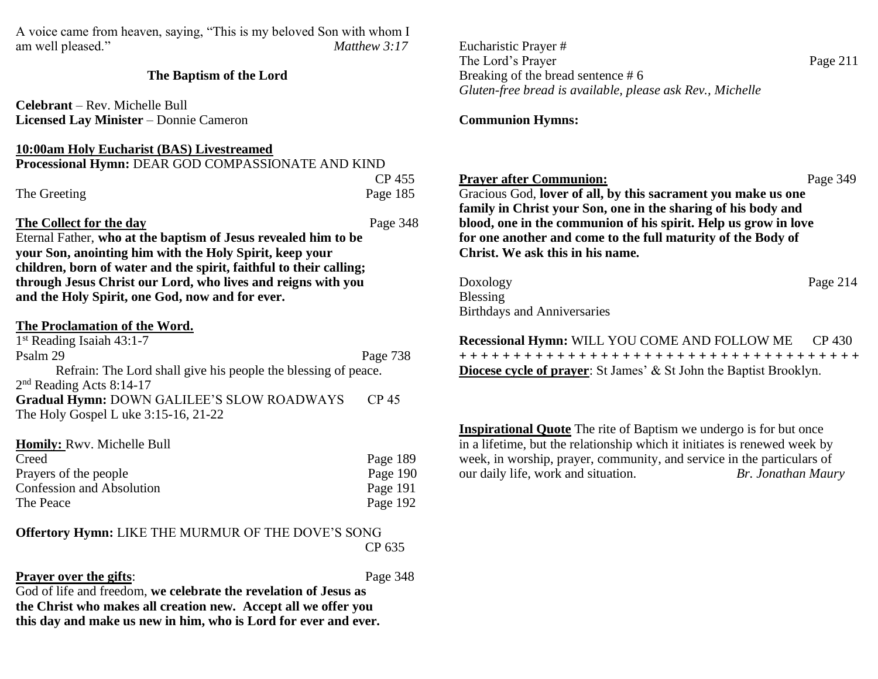A voice came from heaven, saying, "This is my beloved Son with whom I am well pleased." *Matthew 3:17*

## The Baptism of the Lord

**Celebrant** – Rev. Michelle Bull
**Licensed Lay Minister** – Donnie Cameron

**10:00am Holy Eucharist (BAS) Livestreamed**

**Processional Hymn:** DEAR GOD COMPASSIONATE AND KIND CP 455

The Greeting Page 185

**The Collect for the day** Page 348

Eternal Father, **who at the baptism of Jesus revealed him to be your Son, anointing him with the Holy Spirit, keep your children, born of water and the spirit, faithful to their calling; through Jesus Christ our Lord, who lives and reigns with you and the Holy Spirit, one God, now and for ever.**

**The Proclamation of the Word.**

1st Reading Isaiah 43:1-7

Psalm 29 Page 738

Refrain: The Lord shall give his people the blessing of peace.

2nd Reading Acts 8:14-17

**Gradual Hymn:** DOWN GALILEE'S SLOW ROADWAYS CP 45

The Holy Gospel L uke 3:15-16, 21-22

**Homily:** Rwv. Michelle Bull

Creed Page 189
Prayers of the people Page 190
Confession and Absolution Page 191
The Peace Page 192

**Offertory Hymn:** LIKE THE MURMUR OF THE DOVE'S SONG CP 635

**Prayer over the gifts**: Page 348

God of life and freedom, **we celebrate the revelation of Jesus as the Christ who makes all creation new. Accept all we offer you this day and make us new in him, who is Lord for ever and ever.**

Eucharistic Prayer #
The Lord's Prayer Page 211
Breaking of the bread sentence # 6
*Gluten-free bread is available, please ask Rev., Michelle*

**Communion Hymns:**

**Prayer after Communion:** Page 349

Gracious God, **lover of all, by this sacrament you make us one family in Christ your Son, one in the sharing of his body and blood, one in the communion of his spirit. Help us grow in love for one another and come to the full maturity of the Body of Christ. We ask this in his name.**

Doxology Page 214
Blessing
Birthdays and Anniversaries

**Recessional Hymn:** WILL YOU COME AND FOLLOW ME CP 430

+ + + + + + + + + + + + + + + + + + + + + + + + + + + + + + + + + + + + +

**Diocese cycle of prayer**: St James' & St John the Baptist Brooklyn.

**Inspirational Quote** The rite of Baptism we undergo is for but once in a lifetime, but the relationship which it initiates is renewed week by week, in worship, prayer, community, and service in the particulars of our daily life, work and situation. *Br. Jonathan Maury*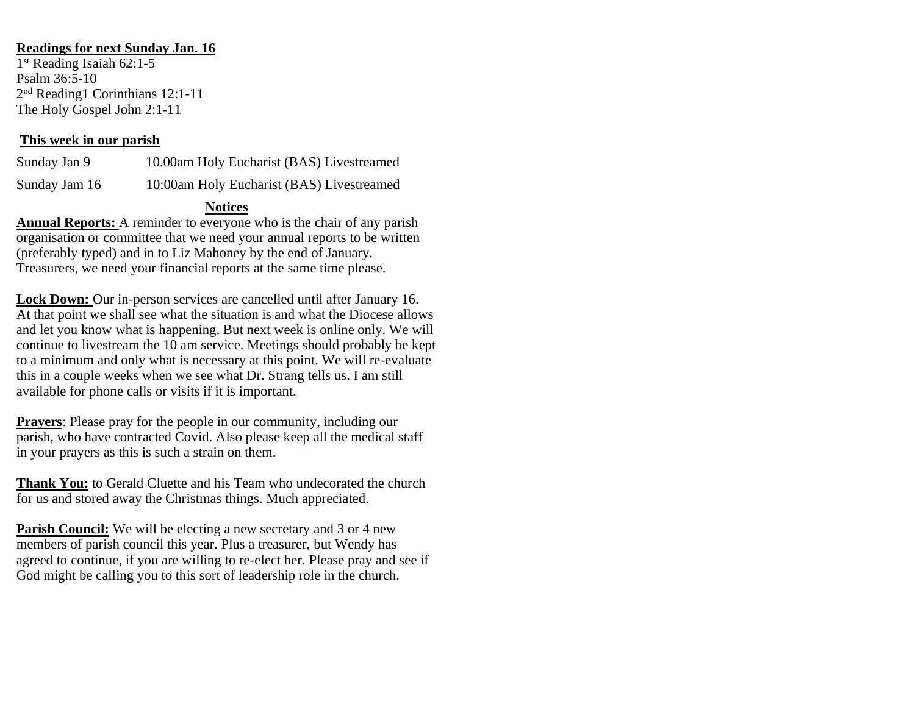**Readings for next Sunday Jan. 16**

1st Reading Isaiah 62:1-5
Psalm 36:5-10
2nd Reading1 Corinthians 12:1-11
The Holy Gospel John 2:1-11

**This week in our parish**

| | |
|---|---|
| Sunday Jan 9 | 10.00am Holy Eucharist (BAS) Livestreamed |
| Sunday Jam 16 | 10:00am Holy Eucharist (BAS) Livestreamed |

**Notices**

**Annual Reports:** A reminder to everyone who is the chair of any parish organisation or committee that we need your annual reports to be written (preferably typed) and in to Liz Mahoney by the end of January. Treasurers, we need your financial reports at the same time please.

**Lock Down:** Our in-person services are cancelled until after January 16. At that point we shall see what the situation is and what the Diocese allows and let you know what is happening. But next week is online only. We will continue to livestream the 10 am service. Meetings should probably be kept to a minimum and only what is necessary at this point. We will re-evaluate this in a couple weeks when we see what Dr. Strang tells us. I am still available for phone calls or visits if it is important.

**Prayers**: Please pray for the people in our community, including our parish, who have contracted Covid. Also please keep all the medical staff in your prayers as this is such a strain on them.

**Thank You:** to Gerald Cluette and his Team who undecorated the church for us and stored away the Christmas things. Much appreciated.

**Parish Council:** We will be electing a new secretary and 3 or 4 new members of parish council this year. Plus a treasurer, but Wendy has agreed to continue, if you are willing to re-elect her. Please pray and see if God might be calling you to this sort of leadership role in the church.